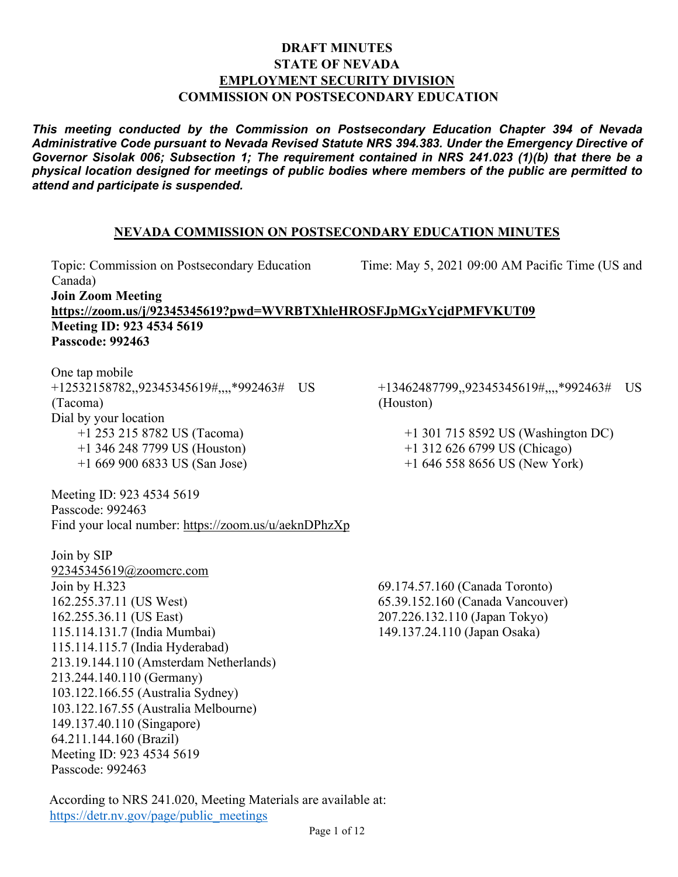**DRAFT MINUTES**
**STATE OF NEVADA**
**EMPLOYMENT SECURITY DIVISION**
**COMMISSION ON POSTSECONDARY EDUCATION**

***This meeting conducted by the Commission on Postsecondary Education Chapter 394 of Nevada Administrative Code pursuant to Nevada Revised Statute NRS 394.383. Under the Emergency Directive of Governor Sisolak 006; Subsection 1; The requirement contained in NRS 241.023 (1)(b) that there be a physical location designed for meetings of public bodies where members of the public are permitted to attend and participate is suspended.***

## NEVADA COMMISSION ON POSTSECONDARY EDUCATION MINUTES

Topic: Commission on Postsecondary Education Time: May 5, 2021 09:00 AM Pacific Time (US and Canada)

**Join Zoom Meeting**
**https://zoom.us/j/92345345619?pwd=WVRBTXhleHROSFJpMGxYcjdPMFVKUT09**
**Meeting ID: 923 4534 5619**
**Passcode: 992463**

One tap mobile
+12532158782,,92345345619#,,,,*992463# US (Tacoma)
+13462487799,,92345345619#,,,,*992463# US (Houston)

Dial by your location
+1 253 215 8782 US (Tacoma)
+1 346 248 7799 US (Houston)
+1 669 900 6833 US (San Jose)
+1 301 715 8592 US (Washington DC)
+1 312 626 6799 US (Chicago)
+1 646 558 8656 US (New York)

Meeting ID: 923 4534 5619
Passcode: 992463
Find your local number: https://zoom.us/u/aeknDPhzXp

Join by SIP
92345345619@zoomcrc.com

Join by H.323
162.255.37.11 (US West)
162.255.36.11 (US East)
115.114.131.7 (India Mumbai)
115.114.115.7 (India Hyderabad)
213.19.144.110 (Amsterdam Netherlands)
213.244.140.110 (Germany)
103.122.166.55 (Australia Sydney)
103.122.167.55 (Australia Melbourne)
149.137.40.110 (Singapore)
64.211.144.160 (Brazil)
69.174.57.160 (Canada Toronto)
65.39.152.160 (Canada Vancouver)
207.226.132.110 (Japan Tokyo)
149.137.24.110 (Japan Osaka)

Meeting ID: 923 4534 5619
Passcode: 992463

According to NRS 241.020, Meeting Materials are available at:
https://detr.nv.gov/page/public_meetings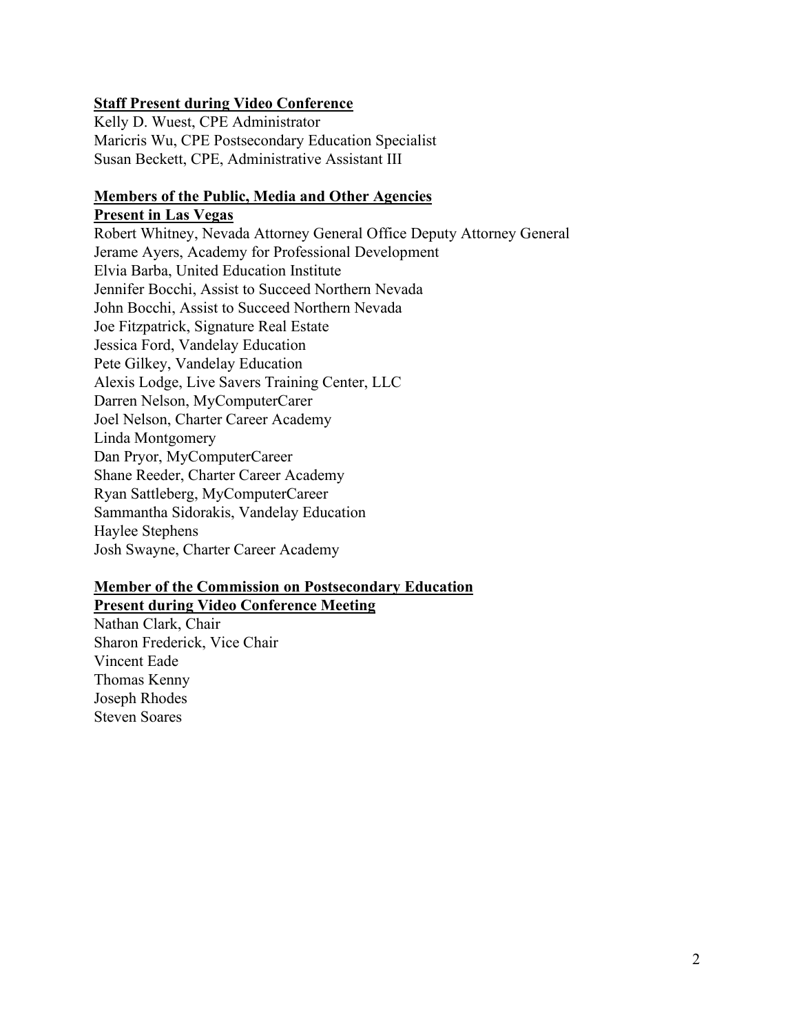**Staff Present during Video Conference**

Kelly D. Wuest, CPE Administrator
Maricris Wu, CPE Postsecondary Education Specialist
Susan Beckett, CPE, Administrative Assistant III

**Members of the Public, Media and Other Agencies**
**Present in Las Vegas**

Robert Whitney, Nevada Attorney General Office Deputy Attorney General
Jerame Ayers, Academy for Professional Development
Elvia Barba, United Education Institute
Jennifer Bocchi, Assist to Succeed Northern Nevada
John Bocchi, Assist to Succeed Northern Nevada
Joe Fitzpatrick, Signature Real Estate
Jessica Ford, Vandelay Education
Pete Gilkey, Vandelay Education
Alexis Lodge, Live Savers Training Center, LLC
Darren Nelson, MyComputerCarer
Joel Nelson, Charter Career Academy
Linda Montgomery
Dan Pryor, MyComputerCareer
Shane Reeder, Charter Career Academy
Ryan Sattleberg, MyComputerCareer
Sammantha Sidorakis, Vandelay Education
Haylee Stephens
Josh Swayne, Charter Career Academy

**Member of the Commission on Postsecondary Education**
**Present during Video Conference Meeting**

Nathan Clark, Chair
Sharon Frederick, Vice Chair
Vincent Eade
Thomas Kenny
Joseph Rhodes
Steven Soares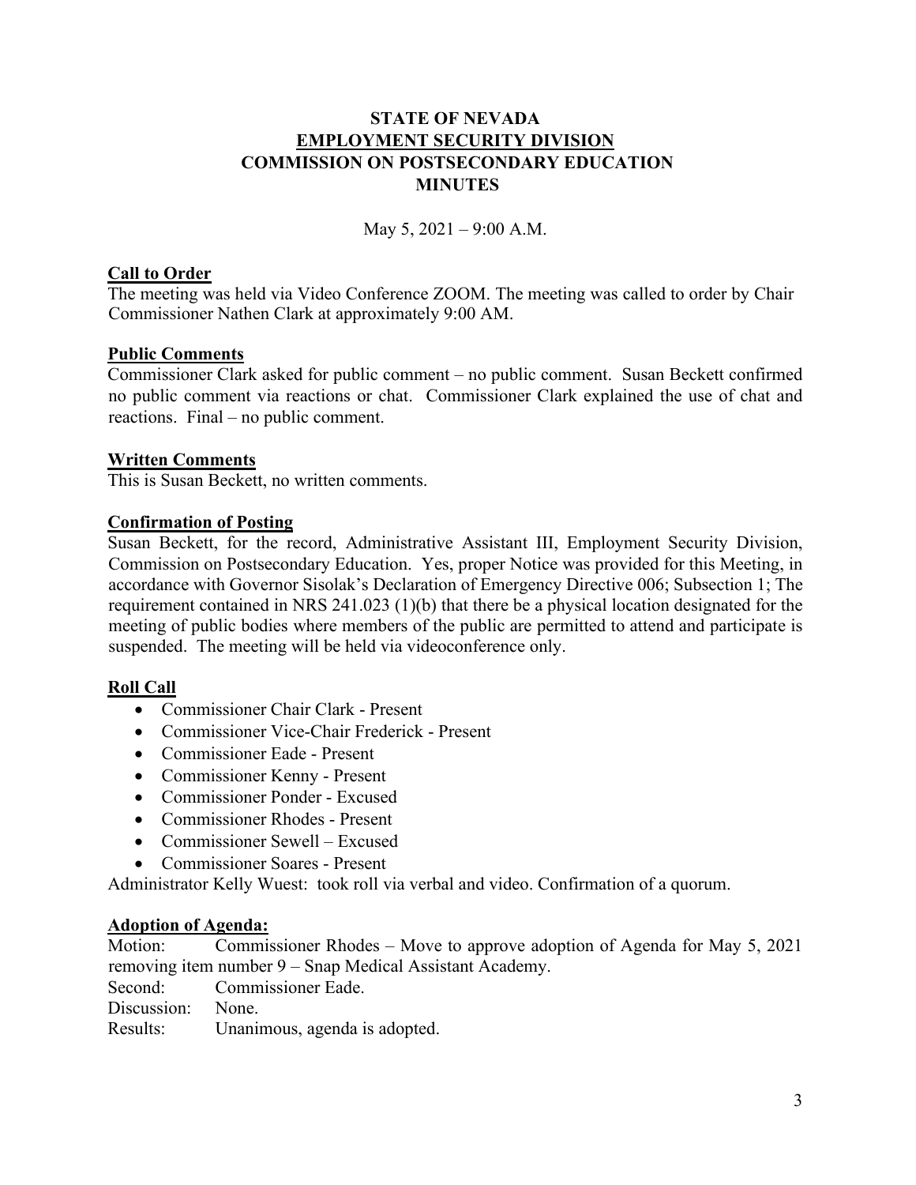# STATE OF NEVADA
## EMPLOYMENT SECURITY DIVISION
## COMMISSION ON POSTSECONDARY EDUCATION
## MINUTES

May 5, 2021 – 9:00 A.M.

**Call to Order**

The meeting was held via Video Conference ZOOM. The meeting was called to order by Chair Commissioner Nathen Clark at approximately 9:00 AM.

**Public Comments**

Commissioner Clark asked for public comment – no public comment. Susan Beckett confirmed no public comment via reactions or chat. Commissioner Clark explained the use of chat and reactions. Final – no public comment.

**Written Comments**

This is Susan Beckett, no written comments.

**Confirmation of Posting**

Susan Beckett, for the record, Administrative Assistant III, Employment Security Division, Commission on Postsecondary Education. Yes, proper Notice was provided for this Meeting, in accordance with Governor Sisolak's Declaration of Emergency Directive 006; Subsection 1; The requirement contained in NRS 241.023 (1)(b) that there be a physical location designated for the meeting of public bodies where members of the public are permitted to attend and participate is suspended. The meeting will be held via videoconference only.

**Roll Call**

- Commissioner Chair Clark - Present
- Commissioner Vice-Chair Frederick - Present
- Commissioner Eade - Present
- Commissioner Kenny - Present
- Commissioner Ponder - Excused
- Commissioner Rhodes - Present
- Commissioner Sewell – Excused
- Commissioner Soares - Present

Administrator Kelly Wuest: took roll via verbal and video. Confirmation of a quorum.

**Adoption of Agenda:**

Motion: Commissioner Rhodes – Move to approve adoption of Agenda for May 5, 2021 removing item number 9 – Snap Medical Assistant Academy.

Second: Commissioner Eade.

Discussion: None.

Results: Unanimous, agenda is adopted.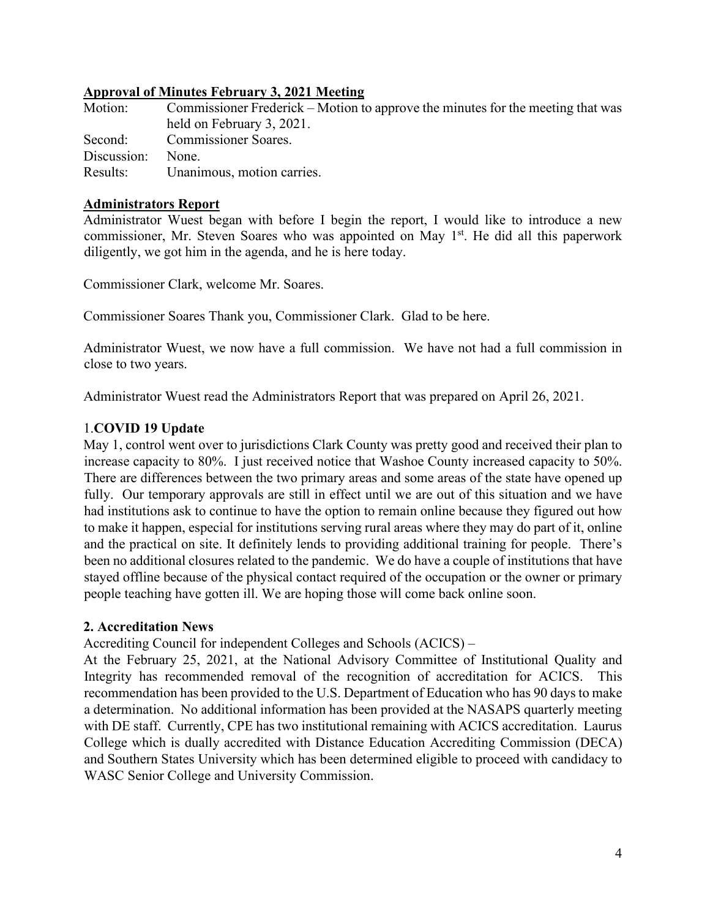**Approval of Minutes February 3, 2021 Meeting**

| | |
|---|---|
| Motion: | Commissioner Frederick – Motion to approve the minutes for the meeting that was held on February 3, 2021. |
| Second: | Commissioner Soares. |
| Discussion: | None. |
| Results: | Unanimous, motion carries. |

**Administrators Report**

Administrator Wuest began with before I begin the report, I would like to introduce a new commissioner, Mr. Steven Soares who was appointed on May 1st. He did all this paperwork diligently, we got him in the agenda, and he is here today.

Commissioner Clark, welcome Mr. Soares.

Commissioner Soares Thank you, Commissioner Clark. Glad to be here.

Administrator Wuest, we now have a full commission. We have not had a full commission in close to two years.

Administrator Wuest read the Administrators Report that was prepared on April 26, 2021.

1.**COVID 19 Update**

May 1, control went over to jurisdictions Clark County was pretty good and received their plan to increase capacity to 80%. I just received notice that Washoe County increased capacity to 50%. There are differences between the two primary areas and some areas of the state have opened up fully. Our temporary approvals are still in effect until we are out of this situation and we have had institutions ask to continue to have the option to remain online because they figured out how to make it happen, especial for institutions serving rural areas where they may do part of it, online and the practical on site. It definitely lends to providing additional training for people. There's been no additional closures related to the pandemic. We do have a couple of institutions that have stayed offline because of the physical contact required of the occupation or the owner or primary people teaching have gotten ill. We are hoping those will come back online soon.

**2. Accreditation News**

Accrediting Council for independent Colleges and Schools (ACICS) –

At the February 25, 2021, at the National Advisory Committee of Institutional Quality and Integrity has recommended removal of the recognition of accreditation for ACICS. This recommendation has been provided to the U.S. Department of Education who has 90 days to make a determination. No additional information has been provided at the NASAPS quarterly meeting with DE staff. Currently, CPE has two institutional remaining with ACICS accreditation. Laurus College which is dually accredited with Distance Education Accrediting Commission (DECA) and Southern States University which has been determined eligible to proceed with candidacy to WASC Senior College and University Commission.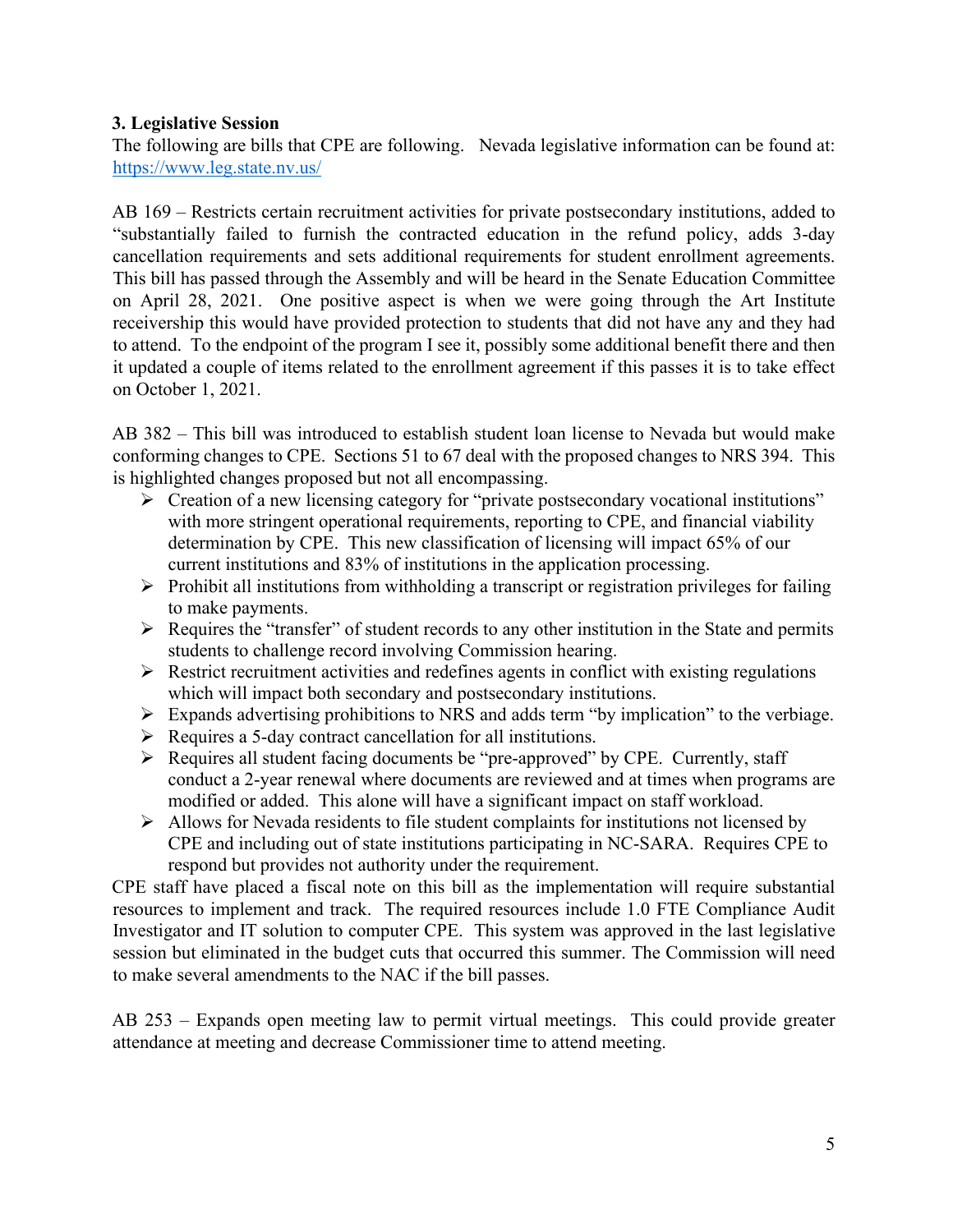**3. Legislative Session**

The following are bills that CPE are following. Nevada legislative information can be found at: https://www.leg.state.nv.us/

AB 169 – Restricts certain recruitment activities for private postsecondary institutions, added to "substantially failed to furnish the contracted education in the refund policy, adds 3-day cancellation requirements and sets additional requirements for student enrollment agreements. This bill has passed through the Assembly and will be heard in the Senate Education Committee on April 28, 2021. One positive aspect is when we were going through the Art Institute receivership this would have provided protection to students that did not have any and they had to attend. To the endpoint of the program I see it, possibly some additional benefit there and then it updated a couple of items related to the enrollment agreement if this passes it is to take effect on October 1, 2021.

AB 382 – This bill was introduced to establish student loan license to Nevada but would make conforming changes to CPE. Sections 51 to 67 deal with the proposed changes to NRS 394. This is highlighted changes proposed but not all encompassing.

- Creation of a new licensing category for "private postsecondary vocational institutions" with more stringent operational requirements, reporting to CPE, and financial viability determination by CPE. This new classification of licensing will impact 65% of our current institutions and 83% of institutions in the application processing.
- Prohibit all institutions from withholding a transcript or registration privileges for failing to make payments.
- Requires the "transfer" of student records to any other institution in the State and permits students to challenge record involving Commission hearing.
- Restrict recruitment activities and redefines agents in conflict with existing regulations which will impact both secondary and postsecondary institutions.
- Expands advertising prohibitions to NRS and adds term "by implication" to the verbiage.
- Requires a 5-day contract cancellation for all institutions.
- Requires all student facing documents be "pre-approved" by CPE. Currently, staff conduct a 2-year renewal where documents are reviewed and at times when programs are modified or added. This alone will have a significant impact on staff workload.
- Allows for Nevada residents to file student complaints for institutions not licensed by CPE and including out of state institutions participating in NC-SARA. Requires CPE to respond but provides not authority under the requirement.

CPE staff have placed a fiscal note on this bill as the implementation will require substantial resources to implement and track. The required resources include 1.0 FTE Compliance Audit Investigator and IT solution to computer CPE. This system was approved in the last legislative session but eliminated in the budget cuts that occurred this summer. The Commission will need to make several amendments to the NAC if the bill passes.

AB 253 – Expands open meeting law to permit virtual meetings. This could provide greater attendance at meeting and decrease Commissioner time to attend meeting.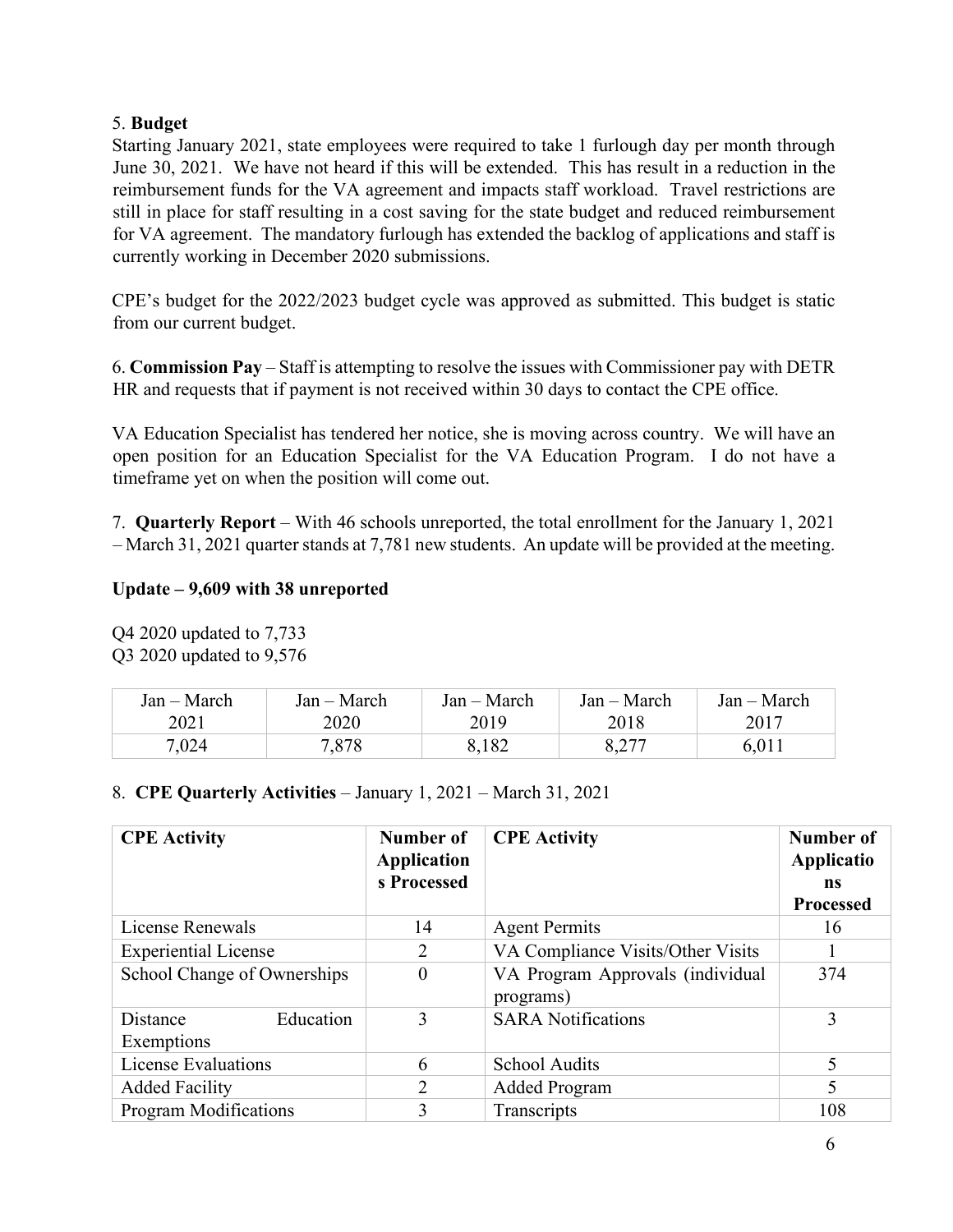5. **Budget**

Starting January 2021, state employees were required to take 1 furlough day per month through June 30, 2021. We have not heard if this will be extended. This has result in a reduction in the reimbursement funds for the VA agreement and impacts staff workload. Travel restrictions are still in place for staff resulting in a cost saving for the state budget and reduced reimbursement for VA agreement. The mandatory furlough has extended the backlog of applications and staff is currently working in December 2020 submissions.

CPE's budget for the 2022/2023 budget cycle was approved as submitted. This budget is static from our current budget.

6. **Commission Pay** – Staff is attempting to resolve the issues with Commissioner pay with DETR HR and requests that if payment is not received within 30 days to contact the CPE office.

VA Education Specialist has tendered her notice, she is moving across country. We will have an open position for an Education Specialist for the VA Education Program. I do not have a timeframe yet on when the position will come out.

7. **Quarterly Report** – With 46 schools unreported, the total enrollment for the January 1, 2021 – March 31, 2021 quarter stands at 7,781 new students. An update will be provided at the meeting.

**Update – 9,609 with 38 unreported**

Q4 2020 updated to 7,733
Q3 2020 updated to 9,576

| Jan – March 2021 | Jan – March 2020 | Jan – March 2019 | Jan – March 2018 | Jan – March 2017 |
|---|---|---|---|---|
| 7,024 | 7,878 | 8,182 | 8,277 | 6,011 |

8. **CPE Quarterly Activities** – January 1, 2021 – March 31, 2021

| **CPE Activity** | **Number of Applications Processed** | **CPE Activity** | **Number of Applications Processed** |
|---|---|---|---|
| License Renewals | 14 | Agent Permits | 16 |
| Experiential License | 2 | VA Compliance Visits/Other Visits | 1 |
| School Change of Ownerships | 0 | VA Program Approvals (individual programs) | 374 |
| Distance Education Exemptions | 3 | SARA Notifications | 3 |
| License Evaluations | 6 | School Audits | 5 |
| Added Facility | 2 | Added Program | 5 |
| Program Modifications | 3 | Transcripts | 108 |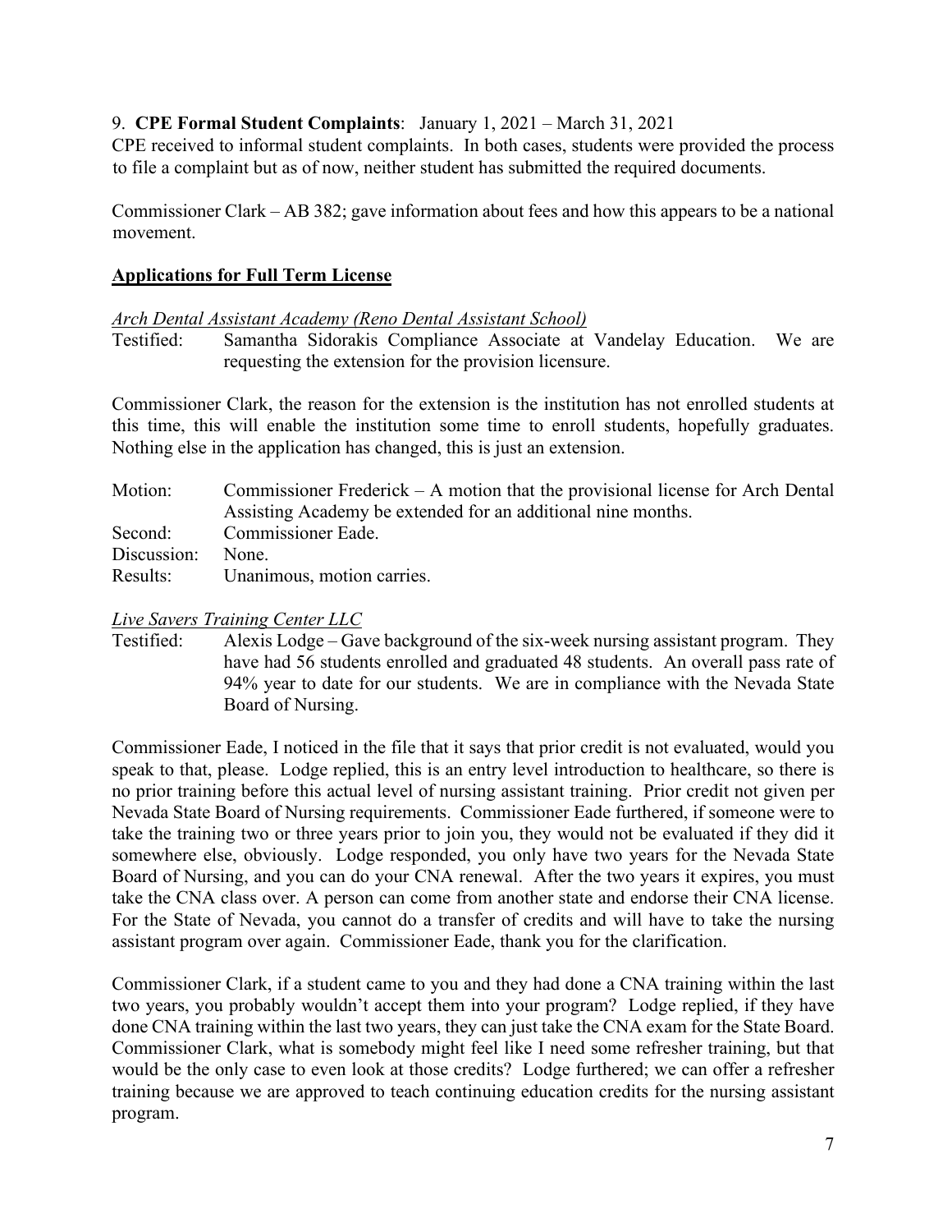9. **CPE Formal Student Complaints**: January 1, 2021 – March 31, 2021

CPE received to informal student complaints. In both cases, students were provided the process to file a complaint but as of now, neither student has submitted the required documents.

Commissioner Clark – AB 382; gave information about fees and how this appears to be a national movement.

## Applications for Full Term License

*Arch Dental Assistant Academy (Reno Dental Assistant School)*

Testified: Samantha Sidorakis Compliance Associate at Vandelay Education. We are requesting the extension for the provision licensure.

Commissioner Clark, the reason for the extension is the institution has not enrolled students at this time, this will enable the institution some time to enroll students, hopefully graduates. Nothing else in the application has changed, this is just an extension.

| | |
|---|---|
| Motion: | Commissioner Frederick – A motion that the provisional license for Arch Dental Assisting Academy be extended for an additional nine months. |
| Second: | Commissioner Eade. |
| Discussion: | None. |
| Results: | Unanimous, motion carries. |

*Live Savers Training Center LLC*

Testified: Alexis Lodge – Gave background of the six-week nursing assistant program. They have had 56 students enrolled and graduated 48 students. An overall pass rate of 94% year to date for our students. We are in compliance with the Nevada State Board of Nursing.

Commissioner Eade, I noticed in the file that it says that prior credit is not evaluated, would you speak to that, please. Lodge replied, this is an entry level introduction to healthcare, so there is no prior training before this actual level of nursing assistant training. Prior credit not given per Nevada State Board of Nursing requirements. Commissioner Eade furthered, if someone were to take the training two or three years prior to join you, they would not be evaluated if they did it somewhere else, obviously. Lodge responded, you only have two years for the Nevada State Board of Nursing, and you can do your CNA renewal. After the two years it expires, you must take the CNA class over. A person can come from another state and endorse their CNA license. For the State of Nevada, you cannot do a transfer of credits and will have to take the nursing assistant program over again. Commissioner Eade, thank you for the clarification.

Commissioner Clark, if a student came to you and they had done a CNA training within the last two years, you probably wouldn't accept them into your program? Lodge replied, if they have done CNA training within the last two years, they can just take the CNA exam for the State Board. Commissioner Clark, what is somebody might feel like I need some refresher training, but that would be the only case to even look at those credits? Lodge furthered; we can offer a refresher training because we are approved to teach continuing education credits for the nursing assistant program.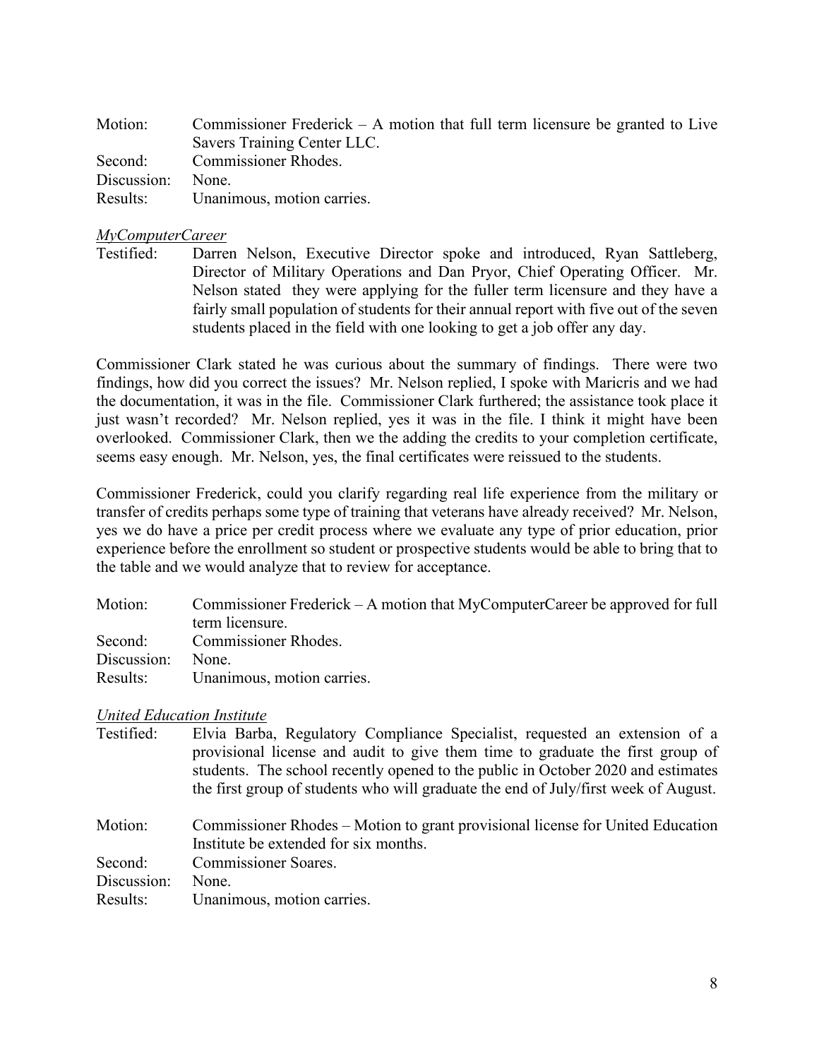Motion: Commissioner Frederick – A motion that full term licensure be granted to Live Savers Training Center LLC.
Second: Commissioner Rhodes.
Discussion: None.
Results: Unanimous, motion carries.

*MyComputerCareer*

Testified: Darren Nelson, Executive Director spoke and introduced, Ryan Sattleberg, Director of Military Operations and Dan Pryor, Chief Operating Officer. Mr. Nelson stated they were applying for the fuller term licensure and they have a fairly small population of students for their annual report with five out of the seven students placed in the field with one looking to get a job offer any day.

Commissioner Clark stated he was curious about the summary of findings. There were two findings, how did you correct the issues? Mr. Nelson replied, I spoke with Maricris and we had the documentation, it was in the file. Commissioner Clark furthered; the assistance took place it just wasn't recorded? Mr. Nelson replied, yes it was in the file. I think it might have been overlooked. Commissioner Clark, then we the adding the credits to your completion certificate, seems easy enough. Mr. Nelson, yes, the final certificates were reissued to the students.

Commissioner Frederick, could you clarify regarding real life experience from the military or transfer of credits perhaps some type of training that veterans have already received? Mr. Nelson, yes we do have a price per credit process where we evaluate any type of prior education, prior experience before the enrollment so student or prospective students would be able to bring that to the table and we would analyze that to review for acceptance.

Motion: Commissioner Frederick – A motion that MyComputerCareer be approved for full term licensure.
Second: Commissioner Rhodes.
Discussion: None.
Results: Unanimous, motion carries.

*United Education Institute*

Testified: Elvia Barba, Regulatory Compliance Specialist, requested an extension of a provisional license and audit to give them time to graduate the first group of students. The school recently opened to the public in October 2020 and estimates the first group of students who will graduate the end of July/first week of August.

Motion: Commissioner Rhodes – Motion to grant provisional license for United Education Institute be extended for six months.
Second: Commissioner Soares.
Discussion: None.
Results: Unanimous, motion carries.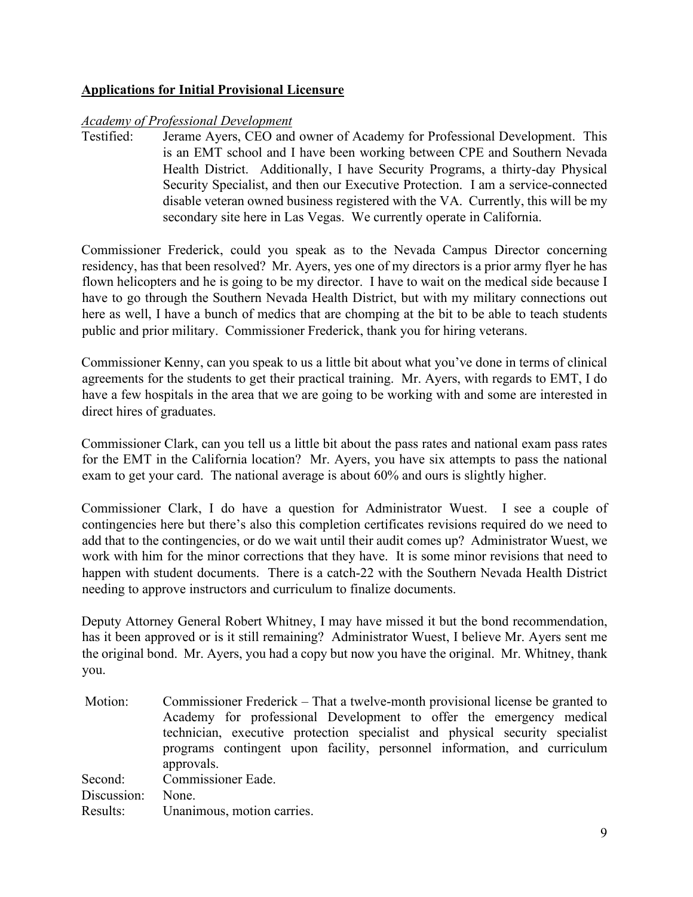**Applications for Initial Provisional Licensure**

*Academy of Professional Development*

Testified: Jerame Ayers, CEO and owner of Academy for Professional Development. This is an EMT school and I have been working between CPE and Southern Nevada Health District. Additionally, I have Security Programs, a thirty-day Physical Security Specialist, and then our Executive Protection. I am a service-connected disable veteran owned business registered with the VA. Currently, this will be my secondary site here in Las Vegas. We currently operate in California.

Commissioner Frederick, could you speak as to the Nevada Campus Director concerning residency, has that been resolved? Mr. Ayers, yes one of my directors is a prior army flyer he has flown helicopters and he is going to be my director. I have to wait on the medical side because I have to go through the Southern Nevada Health District, but with my military connections out here as well, I have a bunch of medics that are chomping at the bit to be able to teach students public and prior military. Commissioner Frederick, thank you for hiring veterans.

Commissioner Kenny, can you speak to us a little bit about what you've done in terms of clinical agreements for the students to get their practical training. Mr. Ayers, with regards to EMT, I do have a few hospitals in the area that we are going to be working with and some are interested in direct hires of graduates.

Commissioner Clark, can you tell us a little bit about the pass rates and national exam pass rates for the EMT in the California location? Mr. Ayers, you have six attempts to pass the national exam to get your card. The national average is about 60% and ours is slightly higher.

Commissioner Clark, I do have a question for Administrator Wuest. I see a couple of contingencies here but there's also this completion certificates revisions required do we need to add that to the contingencies, or do we wait until their audit comes up? Administrator Wuest, we work with him for the minor corrections that they have. It is some minor revisions that need to happen with student documents. There is a catch-22 with the Southern Nevada Health District needing to approve instructors and curriculum to finalize documents.

Deputy Attorney General Robert Whitney, I may have missed it but the bond recommendation, has it been approved or is it still remaining? Administrator Wuest, I believe Mr. Ayers sent me the original bond. Mr. Ayers, you had a copy but now you have the original. Mr. Whitney, thank you.

Motion: Commissioner Frederick – That a twelve-month provisional license be granted to Academy for professional Development to offer the emergency medical technician, executive protection specialist and physical security specialist programs contingent upon facility, personnel information, and curriculum approvals.

Second: Commissioner Eade.

Discussion: None.

Results: Unanimous, motion carries.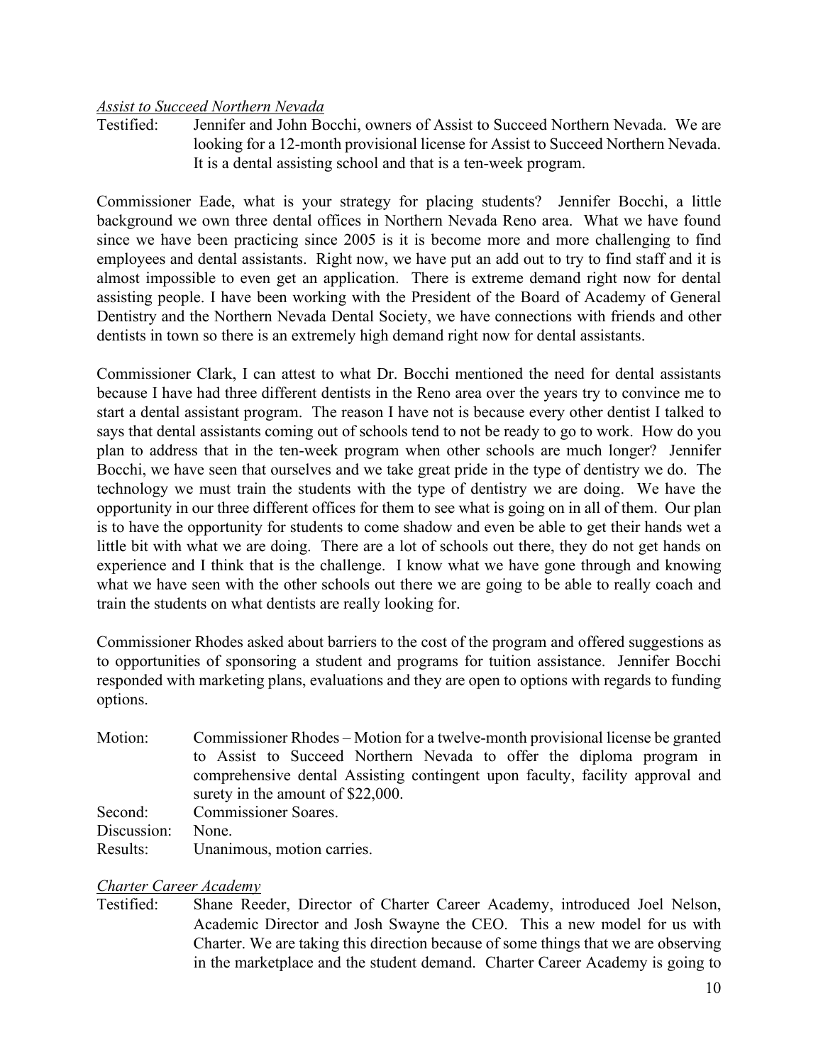*Assist to Succeed Northern Nevada*

Testified: Jennifer and John Bocchi, owners of Assist to Succeed Northern Nevada. We are looking for a 12-month provisional license for Assist to Succeed Northern Nevada. It is a dental assisting school and that is a ten-week program.

Commissioner Eade, what is your strategy for placing students? Jennifer Bocchi, a little background we own three dental offices in Northern Nevada Reno area. What we have found since we have been practicing since 2005 is it is become more and more challenging to find employees and dental assistants. Right now, we have put an add out to try to find staff and it is almost impossible to even get an application. There is extreme demand right now for dental assisting people. I have been working with the President of the Board of Academy of General Dentistry and the Northern Nevada Dental Society, we have connections with friends and other dentists in town so there is an extremely high demand right now for dental assistants.

Commissioner Clark, I can attest to what Dr. Bocchi mentioned the need for dental assistants because I have had three different dentists in the Reno area over the years try to convince me to start a dental assistant program. The reason I have not is because every other dentist I talked to says that dental assistants coming out of schools tend to not be ready to go to work. How do you plan to address that in the ten-week program when other schools are much longer? Jennifer Bocchi, we have seen that ourselves and we take great pride in the type of dentistry we do. The technology we must train the students with the type of dentistry we are doing. We have the opportunity in our three different offices for them to see what is going on in all of them. Our plan is to have the opportunity for students to come shadow and even be able to get their hands wet a little bit with what we are doing. There are a lot of schools out there, they do not get hands on experience and I think that is the challenge. I know what we have gone through and knowing what we have seen with the other schools out there we are going to be able to really coach and train the students on what dentists are really looking for.

Commissioner Rhodes asked about barriers to the cost of the program and offered suggestions as to opportunities of sponsoring a student and programs for tuition assistance. Jennifer Bocchi responded with marketing plans, evaluations and they are open to options with regards to funding options.

Motion: Commissioner Rhodes – Motion for a twelve-month provisional license be granted to Assist to Succeed Northern Nevada to offer the diploma program in comprehensive dental Assisting contingent upon faculty, facility approval and surety in the amount of $22,000.
Second: Commissioner Soares.
Discussion: None.
Results: Unanimous, motion carries.

*Charter Career Academy*

Testified: Shane Reeder, Director of Charter Career Academy, introduced Joel Nelson, Academic Director and Josh Swayne the CEO. This a new model for us with Charter. We are taking this direction because of some things that we are observing in the marketplace and the student demand. Charter Career Academy is going to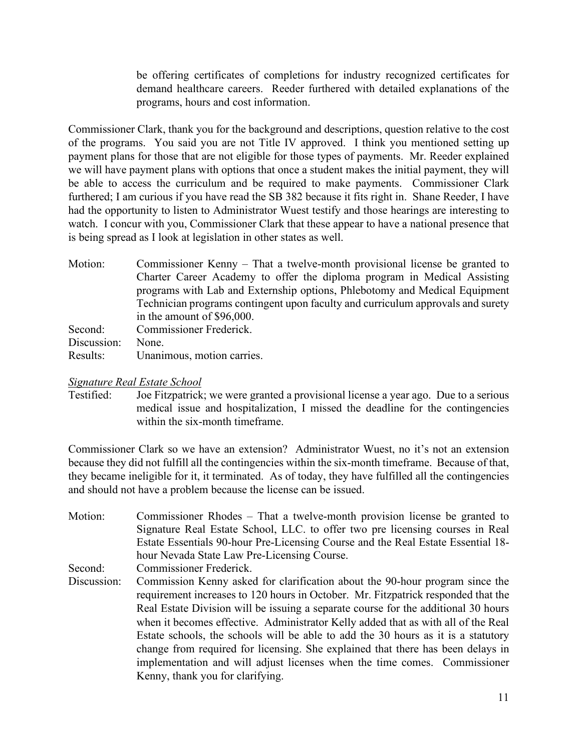be offering certificates of completions for industry recognized certificates for demand healthcare careers. Reeder furthered with detailed explanations of the programs, hours and cost information.

Commissioner Clark, thank you for the background and descriptions, question relative to the cost of the programs. You said you are not Title IV approved. I think you mentioned setting up payment plans for those that are not eligible for those types of payments. Mr. Reeder explained we will have payment plans with options that once a student makes the initial payment, they will be able to access the curriculum and be required to make payments. Commissioner Clark furthered; I am curious if you have read the SB 382 because it fits right in. Shane Reeder, I have had the opportunity to listen to Administrator Wuest testify and those hearings are interesting to watch. I concur with you, Commissioner Clark that these appear to have a national presence that is being spread as I look at legislation in other states as well.

Motion: Commissioner Kenny – That a twelve-month provisional license be granted to Charter Career Academy to offer the diploma program in Medical Assisting programs with Lab and Externship options, Phlebotomy and Medical Equipment Technician programs contingent upon faculty and curriculum approvals and surety in the amount of $96,000.
Second: Commissioner Frederick.
Discussion: None.
Results: Unanimous, motion carries.

*Signature Real Estate School*

Testified: Joe Fitzpatrick; we were granted a provisional license a year ago. Due to a serious medical issue and hospitalization, I missed the deadline for the contingencies within the six-month timeframe.

Commissioner Clark so we have an extension? Administrator Wuest, no it's not an extension because they did not fulfill all the contingencies within the six-month timeframe. Because of that, they became ineligible for it, it terminated. As of today, they have fulfilled all the contingencies and should not have a problem because the license can be issued.

Motion: Commissioner Rhodes – That a twelve-month provision license be granted to Signature Real Estate School, LLC. to offer two pre licensing courses in Real Estate Essentials 90-hour Pre-Licensing Course and the Real Estate Essential 18-hour Nevada State Law Pre-Licensing Course.
Second: Commissioner Frederick.
Discussion: Commission Kenny asked for clarification about the 90-hour program since the requirement increases to 120 hours in October. Mr. Fitzpatrick responded that the Real Estate Division will be issuing a separate course for the additional 30 hours when it becomes effective. Administrator Kelly added that as with all of the Real Estate schools, the schools will be able to add the 30 hours as it is a statutory change from required for licensing. She explained that there has been delays in implementation and will adjust licenses when the time comes. Commissioner Kenny, thank you for clarifying.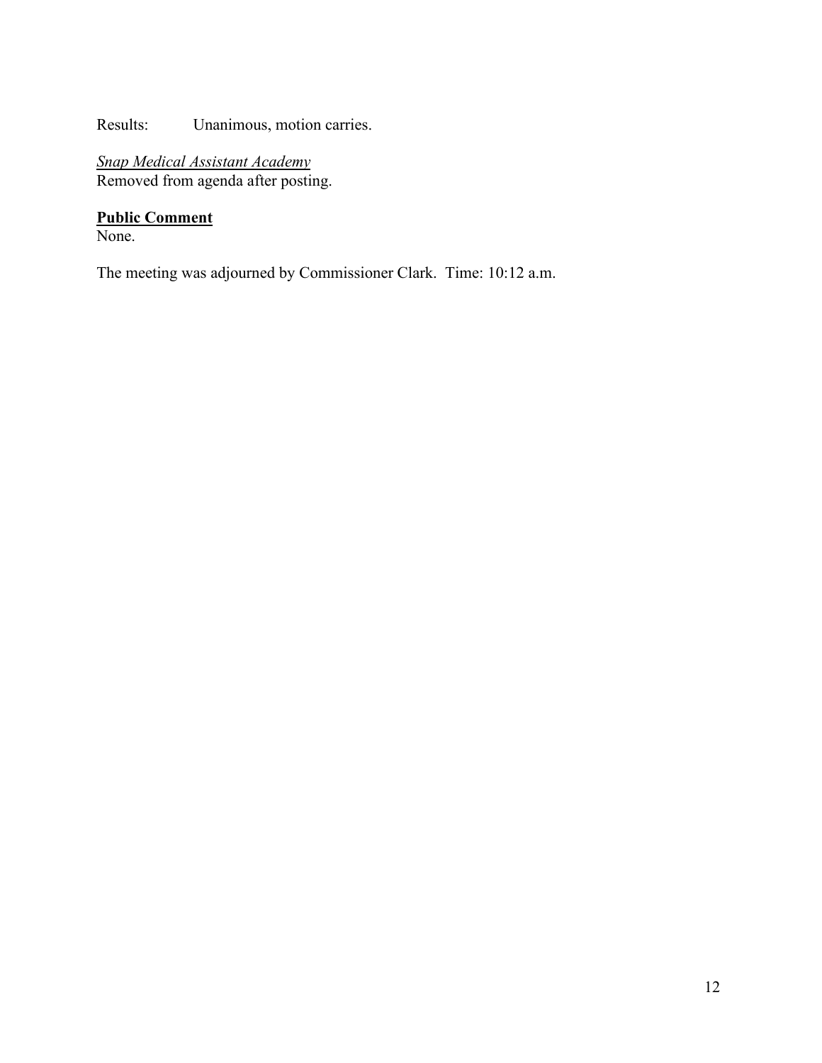Results: Unanimous, motion carries.

*Snap Medical Assistant Academy*
Removed from agenda after posting.

**Public Comment**
None.

The meeting was adjourned by Commissioner Clark. Time: 10:12 a.m.